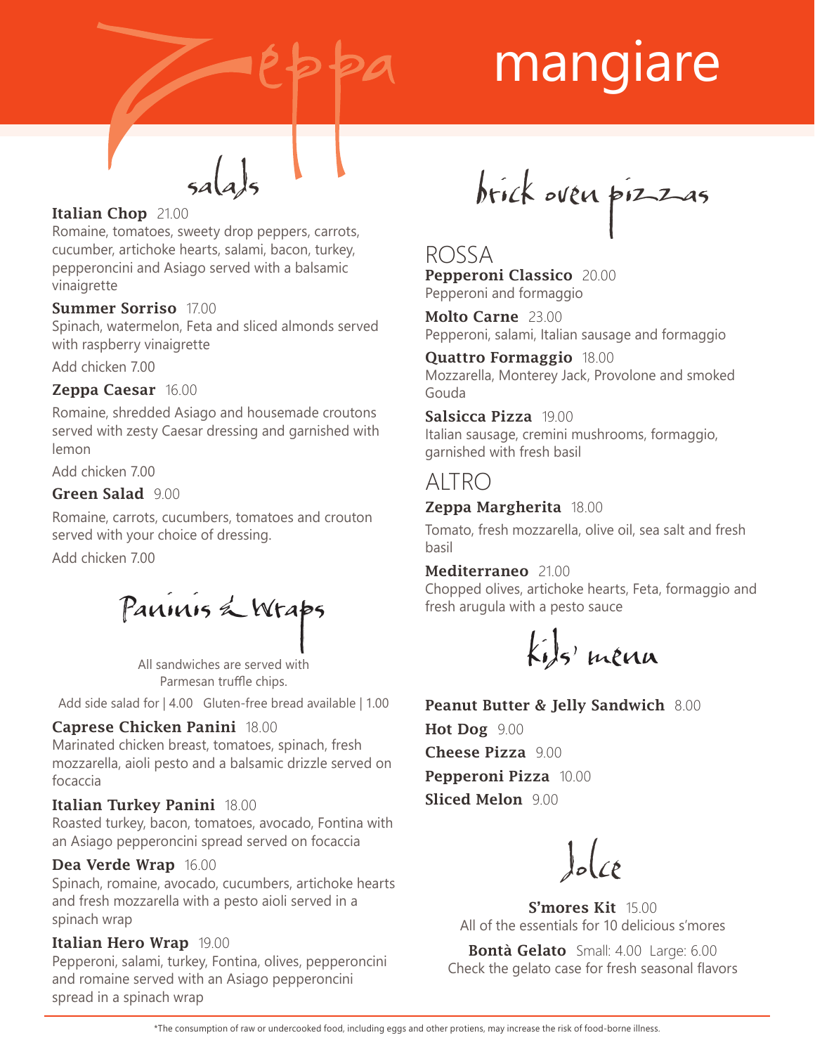# Zeppa mangiare

## salads

**Italian Chop** 21.00
Romaine, tomatoes, sweety drop peppers, carrots, cucumber, artichoke hearts, salami, bacon, turkey, pepperoncini and Asiago served with a balsamic vinaigrette

**Summer Sorriso** 17.00
Spinach, watermelon, Feta and sliced almonds served with raspberry vinaigrette

Add chicken 7.00

**Zeppa Caesar** 16.00
Romaine, shredded Asiago and housemade croutons served with zesty Caesar dressing and garnished with lemon

Add chicken 7.00

**Green Salad** 9.00
Romaine, carrots, cucumbers, tomatoes and crouton served with your choice of dressing.

Add chicken 7.00

## Paninis & Wraps

All sandwiches are served with Parmesan truffle chips.

Add side salad for | 4.00 Gluten-free bread available | 1.00

**Caprese Chicken Panini** 18.00
Marinated chicken breast, tomatoes, spinach, fresh mozzarella, aioli pesto and a balsamic drizzle served on focaccia

**Italian Turkey Panini** 18.00
Roasted turkey, bacon, tomatoes, avocado, Fontina with an Asiago pepperoncini spread served on focaccia

**Dea Verde Wrap** 16.00
Spinach, romaine, avocado, cucumbers, artichoke hearts and fresh mozzarella with a pesto aioli served in a spinach wrap

**Italian Hero Wrap** 19.00
Pepperoni, salami, turkey, Fontina, olives, pepperoncini and romaine served with an Asiago pepperoncini spread in a spinach wrap

## brick oven pizzas

### ROSSA

**Pepperoni Classico** 20.00
Pepperoni and formaggio

**Molto Carne** 23.00
Pepperoni, salami, Italian sausage and formaggio

**Quattro Formaggio** 18.00
Mozzarella, Monterey Jack, Provolone and smoked Gouda

**Salsicca Pizza** 19.00
Italian sausage, cremini mushrooms, formaggio, garnished with fresh basil

### ALTRO

**Zeppa Margherita** 18.00
Tomato, fresh mozzarella, olive oil, sea salt and fresh basil

**Mediterraneo** 21.00
Chopped olives, artichoke hearts, Feta, formaggio and fresh arugula with a pesto sauce

## kids' menu

**Peanut Butter & Jelly Sandwich** 8.00
**Hot Dog** 9.00
**Cheese Pizza** 9.00
**Pepperoni Pizza** 10.00
**Sliced Melon** 9.00

## dolce

**S'mores Kit** 15.00
All of the essentials for 10 delicious s'mores

**Bontà Gelato** Small: 4.00 Large: 6.00
Check the gelato case for fresh seasonal flavors

*The consumption of raw or undercooked food, including eggs and other protiens, may increase the risk of food-borne illness.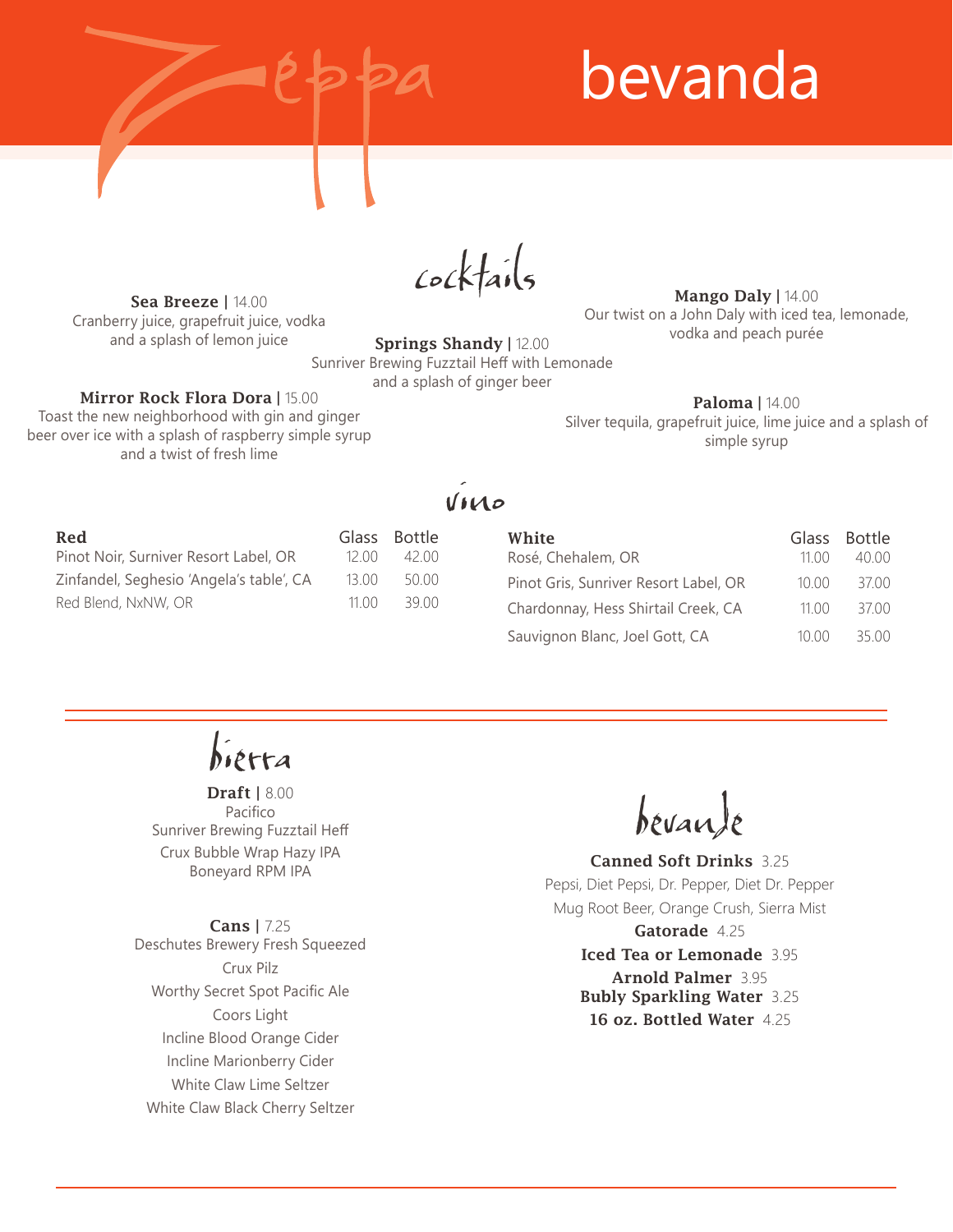# Zeppa

# bevanda

## cocktails

**Sea Breeze |** 14.00
Cranberry juice, grapefruit juice, vodka and a splash of lemon juice

**Springs Shandy |** 12.00
Sunriver Brewing Fuzztail Heff with Lemonade and a splash of ginger beer

**Mango Daly |** 14.00
Our twist on a John Daly with iced tea, lemonade, vodka and peach purée

**Mirror Rock Flora Dora |** 15.00
Toast the new neighborhood with gin and ginger beer over ice with a splash of raspberry simple syrup and a twist of fresh lime

**Paloma |** 14.00
Silver tequila, grapefruit juice, lime juice and a splash of simple syrup

## vino

| **Red** | Glass | Bottle |
|---|---|---|
| Pinot Noir, Surniver Resort Label, OR | 12.00 | 42.00 |
| Zinfandel, Seghesio 'Angela's table', CA | 13.00 | 50.00 |
| Red Blend, NxNW, OR | 11.00 | 39.00 |

| **White** | Glass | Bottle |
|---|---|---|
| Rosé, Chehalem, OR | 11.00 | 40.00 |
| Pinot Gris, Sunriver Resort Label, OR | 10.00 | 37.00 |
| Chardonnay, Hess Shirtail Creek, CA | 11.00 | 37.00 |
| Sauvignon Blanc, Joel Gott, CA | 10.00 | 35.00 |

## birra

**Draft |** 8.00
Pacifico
Sunriver Brewing Fuzztail Heff
Crux Bubble Wrap Hazy IPA
Boneyard RPM IPA

**Cans |** 7.25
Deschutes Brewery Fresh Squeezed
Crux Pilz
Worthy Secret Spot Pacific Ale
Coors Light
Incline Blood Orange Cider
Incline Marionberry Cider
White Claw Lime Seltzer
White Claw Black Cherry Seltzer

## bevande

**Canned Soft Drinks** 3.25
Pepsi, Diet Pepsi, Dr. Pepper, Diet Dr. Pepper
Mug Root Beer, Orange Crush, Sierra Mist

**Gatorade** 4.25

**Iced Tea or Lemonade** 3.95

**Arnold Palmer** 3.95

**Bubly Sparkling Water** 3.25

**16 oz. Bottled Water** 4.25